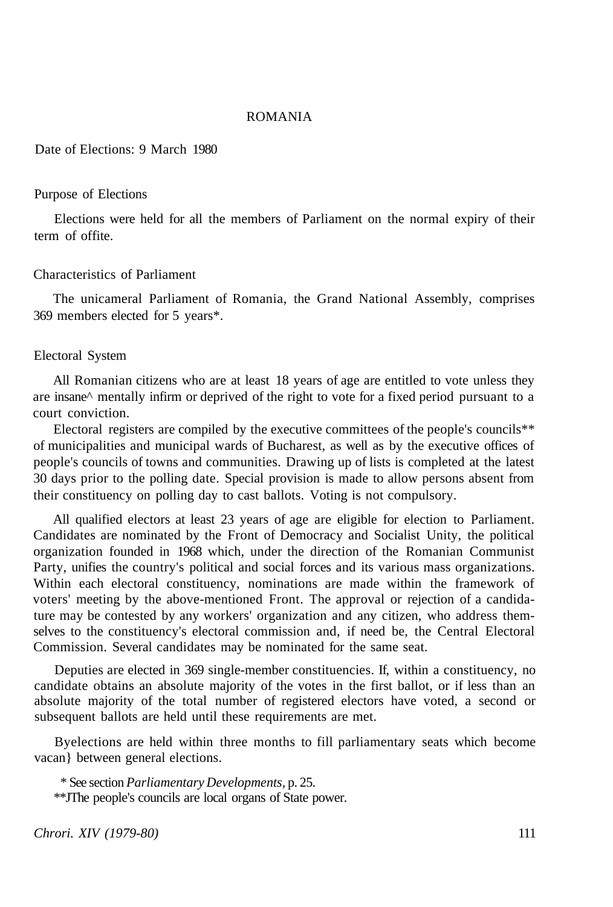# ROMANIA

Date of Elections: 9 March 1980

## Purpose of Elections

Elections were held for all the members of Parliament on the normal expiry of their term of offite.

## Characteristics of Parliament

The unicameral Parliament of Romania, the Grand National Assembly, comprises 369 members elected for 5 years*.

## Electoral System

All Romanian citizens who are at least 18 years of age are entitled to vote unless they are insane^ mentally infirm or deprived of the right to vote for a fixed period pursuant to a court conviction.

Electoral registers are compiled by the executive committees of the people's councils** of municipalities and municipal wards of Bucharest, as well as by the executive offices of people's councils of towns and communities. Drawing up of lists is completed at the latest 30 days prior to the polling date. Special provision is made to allow persons absent from their constituency on polling day to cast ballots. Voting is not compulsory.

All qualified electors at least 23 years of age are eligible for election to Parliament. Candidates are nominated by the Front of Democracy and Socialist Unity, the political organization founded in 1968 which, under the direction of the Romanian Communist Party, unifies the country's political and social forces and its various mass organizations. Within each electoral constituency, nominations are made within the framework of voters' meeting by the above-mentioned Front. The approval or rejection of a candidature may be contested by any workers' organization and any citizen, who address themselves to the constituency's electoral commission and, if need be, the Central Electoral Commission. Several candidates may be nominated for the same seat.

Deputies are elected in 369 single-member constituencies. If, within a constituency, no candidate obtains an absolute majority of the votes in the first ballot, or if less than an absolute majority of the total number of registered electors have voted, a second or subsequent ballots are held until these requirements are met.

Byelections are held within three months to fill parliamentary seats which become vacan} between general elections.

\* See section *Parliamentary Developments*, p. 25.

**JThe people's councils are local organs of State power.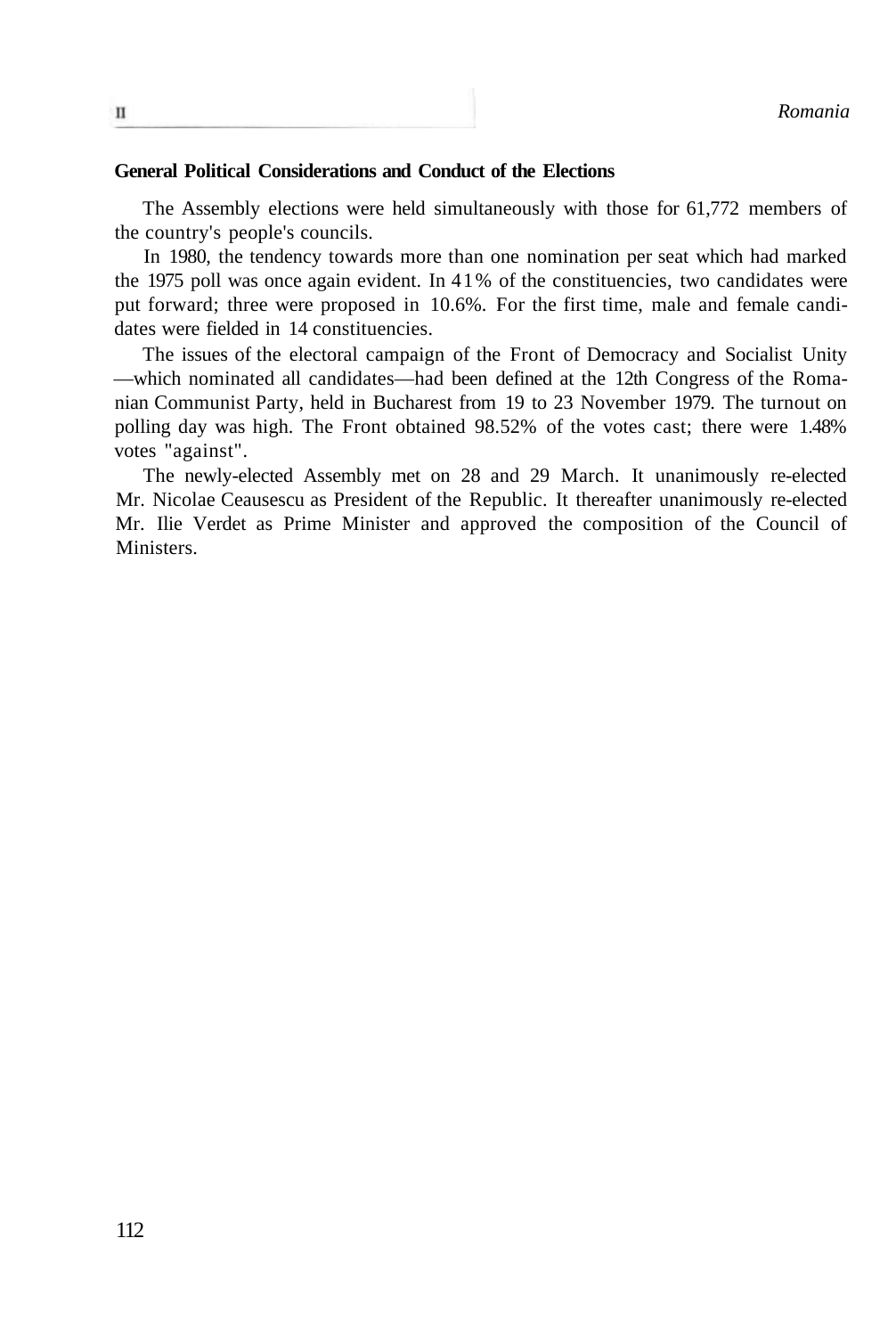## General Political Considerations and Conduct of the Elections

The Assembly elections were held simultaneously with those for 61,772 members of the country's people's councils.

In 1980, the tendency towards more than one nomination per seat which had marked the 1975 poll was once again evident. In 41% of the constituencies, two candidates were put forward; three were proposed in 10.6%. For the first time, male and female candidates were fielded in 14 constituencies.

The issues of the electoral campaign of the Front of Democracy and Socialist Unity—which nominated all candidates—had been defined at the 12th Congress of the Romanian Communist Party, held in Bucharest from 19 to 23 November 1979. The turnout on polling day was high. The Front obtained 98.52% of the votes cast; there were 1.48% votes "against".

The newly-elected Assembly met on 28 and 29 March. It unanimously re-elected Mr. Nicolae Ceausescu as President of the Republic. It thereafter unanimously re-elected Mr. Ilie Verdet as Prime Minister and approved the composition of the Council of Ministers.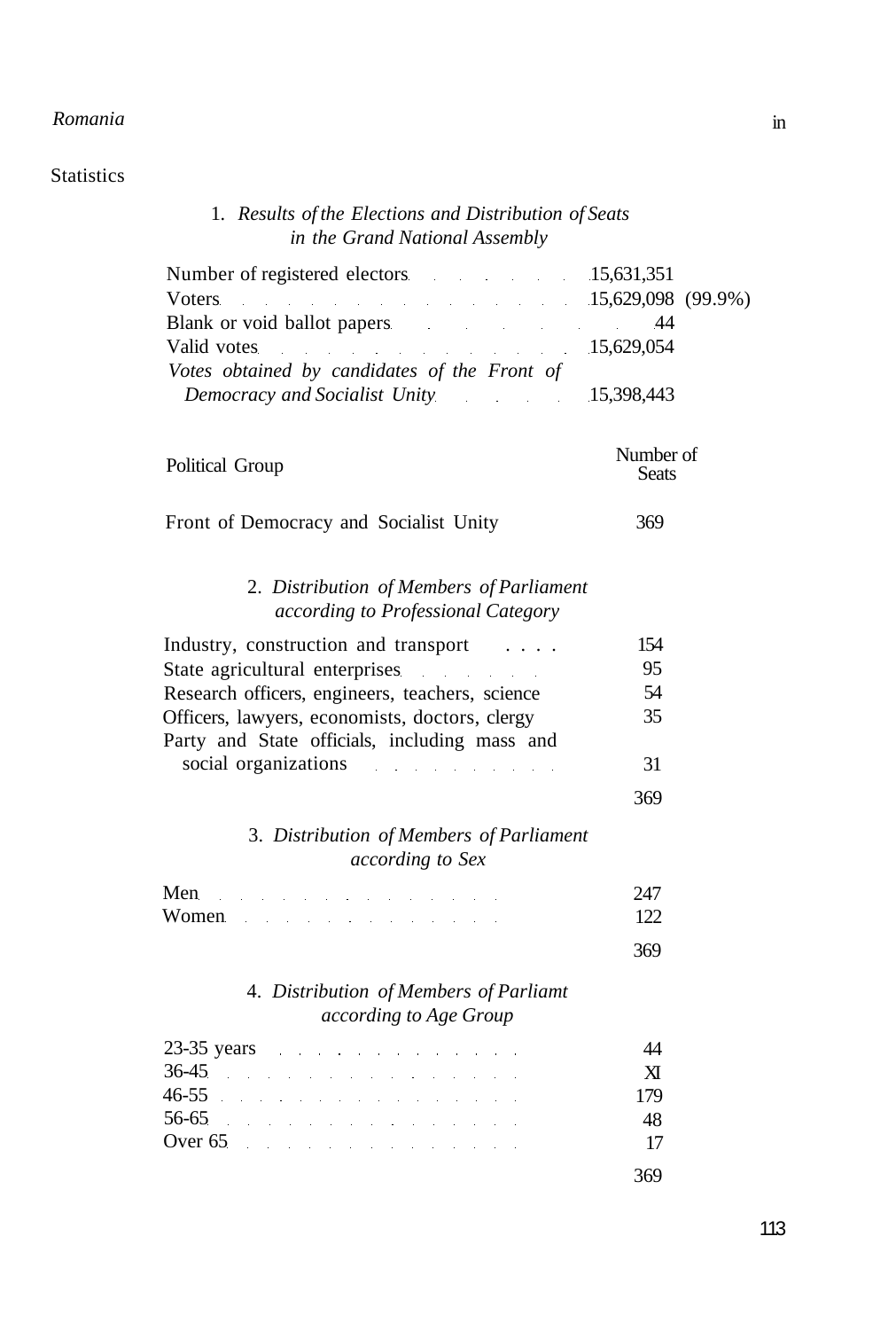## Statistics

### 1. *Results of the Elections and Distribution of Seats in the Grand National Assembly*

| | |
|---|---|
| Number of registered electors | 15,631,351 |
| Voters | 15,629,098 (99.9%) |
| Blank or void ballot papers | 44 |
| Valid votes | 15,629,054 |
| *Votes obtained by candidates of the Front of Democracy and Socialist Unity* | 15,398,443 |

| Political Group | Number of Seats |
|---|---|
| Front of Democracy and Socialist Unity | 369 |

### 2. *Distribution of Members of Parliament according to Professional Category*

| | |
|---|---|
| Industry, construction and transport | 154 |
| State agricultural enterprises | 95 |
| Research officers, engineers, teachers, science | 54 |
| Officers, lawyers, economists, doctors, clergy | 35 |
| Party and State officials, including mass and social organizations | 31 |
| | 369 |

### 3. *Distribution of Members of Parliament according to Sex*

| | |
|---|---|
| Men | 247 |
| Women | 122 |
| | 369 |

### 4. *Distribution of Members of Parliamt according to Age Group*

| | |
|---|---|
| 23-35 years | 44 |
| 36-45 | XI |
| 46-55 | 179 |
| 56-65 | 48 |
| Over 65 | 17 |
| | 369 |